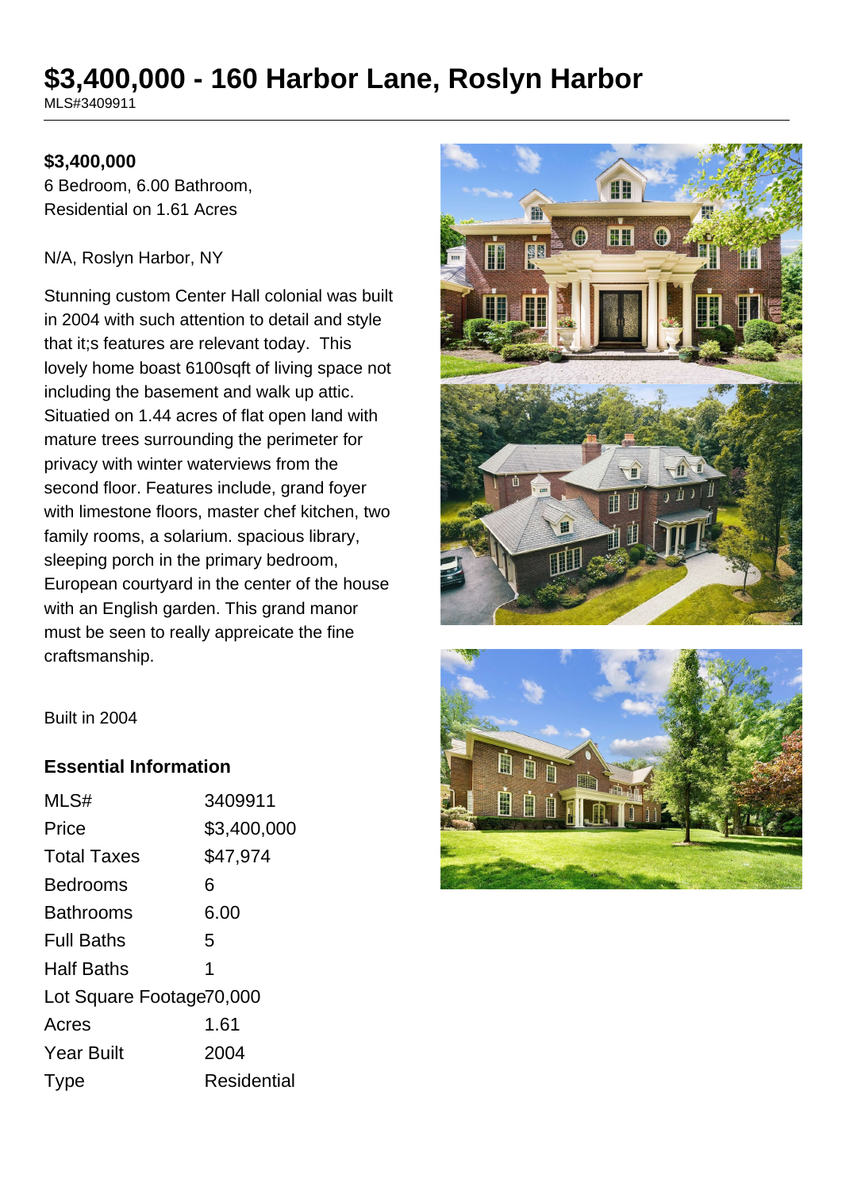# $3,400,000 - 160 Harbor Lane, Roslyn Harbor

MLS#3409911

**$3,400,000**

6 Bedroom, 6.00 Bathroom,
Residential on 1.61 Acres

N/A, Roslyn Harbor, NY

Stunning custom Center Hall colonial was built in 2004 with such attention to detail and style that it;s features are relevant today. This lovely home boast 6100sqft of living space not including the basement and walk up attic. Situatied on 1.44 acres of flat open land with mature trees surrounding the perimeter for privacy with winter waterviews from the second floor. Features include, grand foyer with limestone floors, master chef kitchen, two family rooms, a solarium. spacious library, sleeping porch in the primary bedroom, European courtyard in the center of the house with an English garden. This grand manor must be seen to really appreicate the fine craftsmanship.

Built in 2004

## Essential Information

| | |
|---|---|
| MLS# | 3409911 |
| Price | $3,400,000 |
| Total Taxes | $47,974 |
| Bedrooms | 6 |
| Bathrooms | 6.00 |
| Full Baths | 5 |
| Half Baths | 1 |
| Lot Square Footage | 70,000 |
| Acres | 1.61 |
| Year Built | 2004 |
| Type | Residential |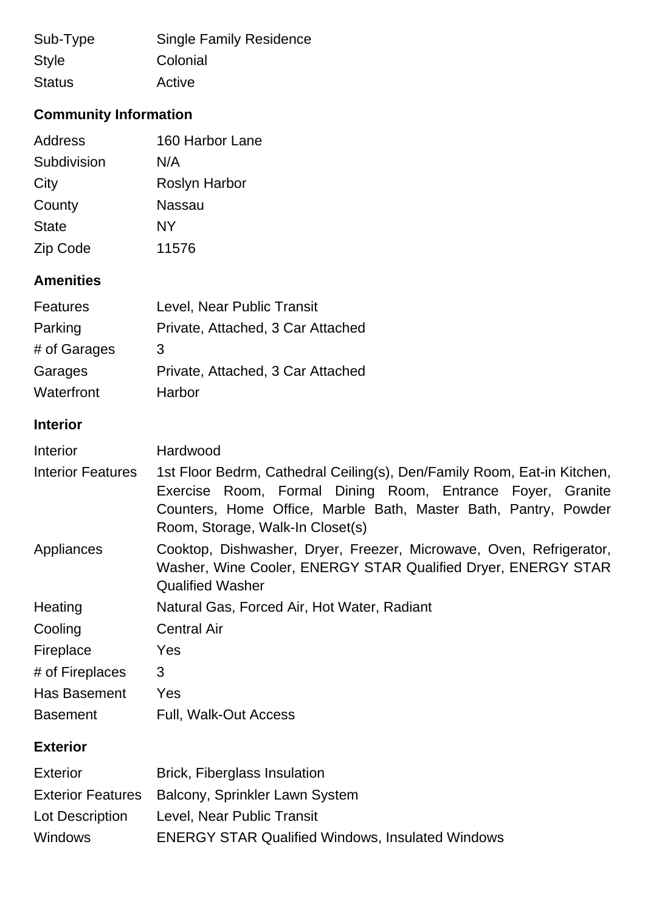| | |
|---|---|
| Sub-Type | Single Family Residence |
| Style | Colonial |
| Status | Active |

## Community Information

| | |
|---|---|
| Address | 160 Harbor Lane |
| Subdivision | N/A |
| City | Roslyn Harbor |
| County | Nassau |
| State | NY |
| Zip Code | 11576 |

## Amenities

| | |
|---|---|
| Features | Level, Near Public Transit |
| Parking | Private, Attached, 3 Car Attached |
| # of Garages | 3 |
| Garages | Private, Attached, 3 Car Attached |
| Waterfront | Harbor |

## Interior

| | |
|---|---|
| Interior | Hardwood |
| Interior Features | 1st Floor Bedrm, Cathedral Ceiling(s), Den/Family Room, Eat-in Kitchen, Exercise Room, Formal Dining Room, Entrance Foyer, Granite Counters, Home Office, Marble Bath, Master Bath, Pantry, Powder Room, Storage, Walk-In Closet(s) |
| Appliances | Cooktop, Dishwasher, Dryer, Freezer, Microwave, Oven, Refrigerator, Washer, Wine Cooler, ENERGY STAR Qualified Dryer, ENERGY STAR Qualified Washer |
| Heating | Natural Gas, Forced Air, Hot Water, Radiant |
| Cooling | Central Air |
| Fireplace | Yes |
| # of Fireplaces | 3 |
| Has Basement | Yes |
| Basement | Full, Walk-Out Access |

## Exterior

| | |
|---|---|
| Exterior | Brick, Fiberglass Insulation |
| Exterior Features | Balcony, Sprinkler Lawn System |
| Lot Description | Level, Near Public Transit |
| Windows | ENERGY STAR Qualified Windows, Insulated Windows |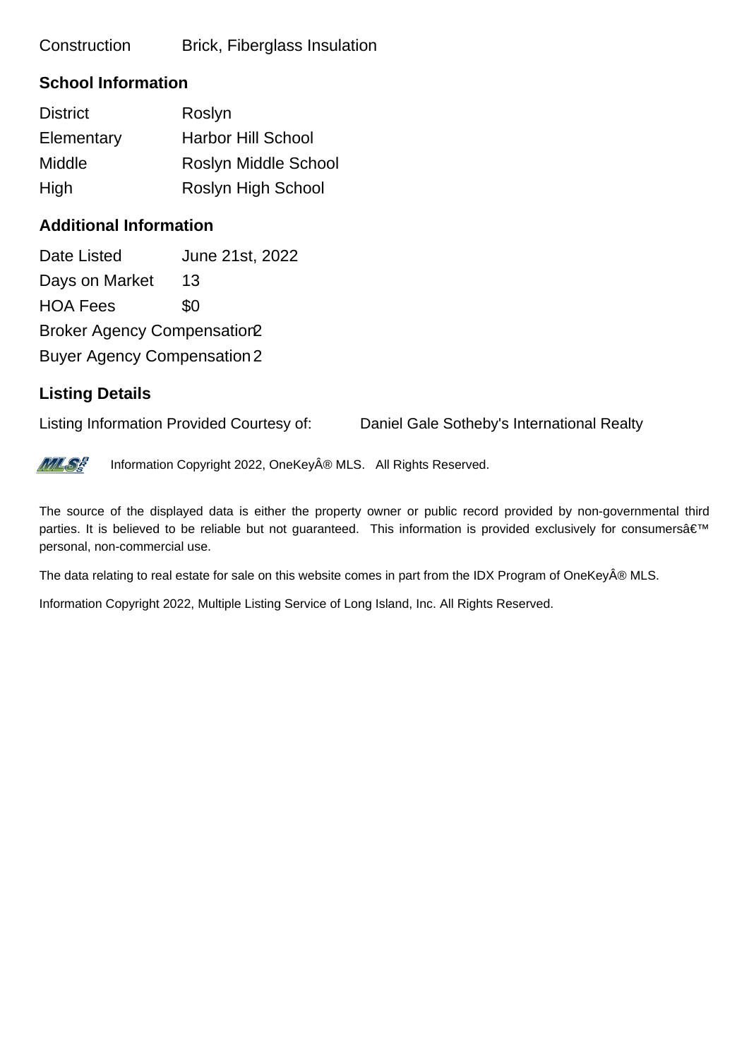| | |
|---|---|
| Construction | Brick, Fiberglass Insulation |

## School Information

| | |
|---|---|
| District | Roslyn |
| Elementary | Harbor Hill School |
| Middle | Roslyn Middle School |
| High | Roslyn High School |

## Additional Information

| | |
|---|---|
| Date Listed | June 21st, 2022 |
| Days on Market | 13 |
| HOA Fees | $0 |
| Broker Agency Compensation | 2 |
| Buyer Agency Compensation | 2 |

## Listing Details

Listing Information Provided Courtesy of: Daniel Gale Sotheby's International Realty

Information Copyright 2022, OneKeyÂ® MLS. All Rights Reserved.

The source of the displayed data is either the property owner or public record provided by non-governmental third parties. It is believed to be reliable but not guaranteed. This information is provided exclusively for consumersâ€™ personal, non-commercial use.

The data relating to real estate for sale on this website comes in part from the IDX Program of OneKeyÂ® MLS.

Information Copyright 2022, Multiple Listing Service of Long Island, Inc. All Rights Reserved.